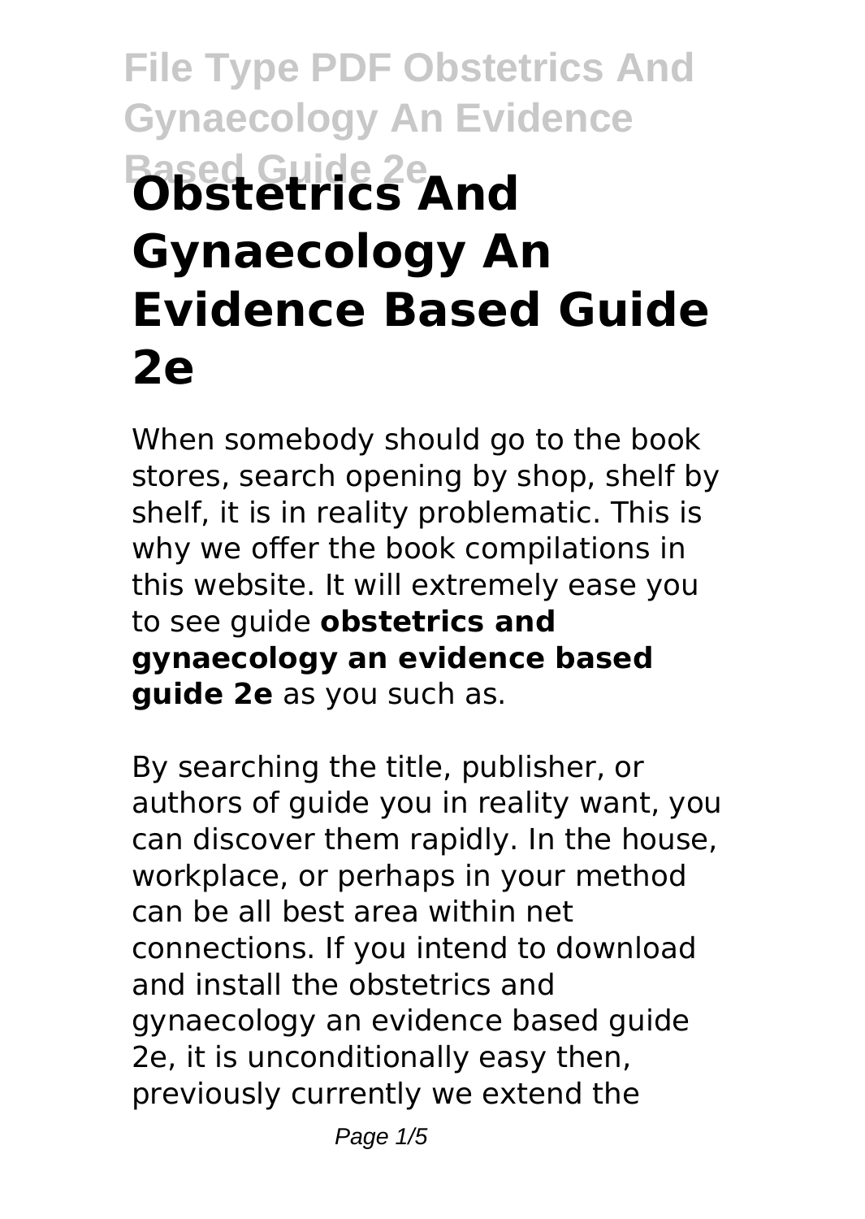# Obstetrics And Gynaecology An Evidence Based Guide 2e

When somebody should go to the book stores, search opening by shop, shelf by shelf, it is in reality problematic. This is why we offer the book compilations in this website. It will extremely ease you to see guide **obstetrics and gynaecology an evidence based guide 2e** as you such as.

By searching the title, publisher, or authors of guide you in reality want, you can discover them rapidly. In the house, workplace, or perhaps in your method can be all best area within net connections. If you intend to download and install the obstetrics and gynaecology an evidence based guide 2e, it is unconditionally easy then, previously currently we extend the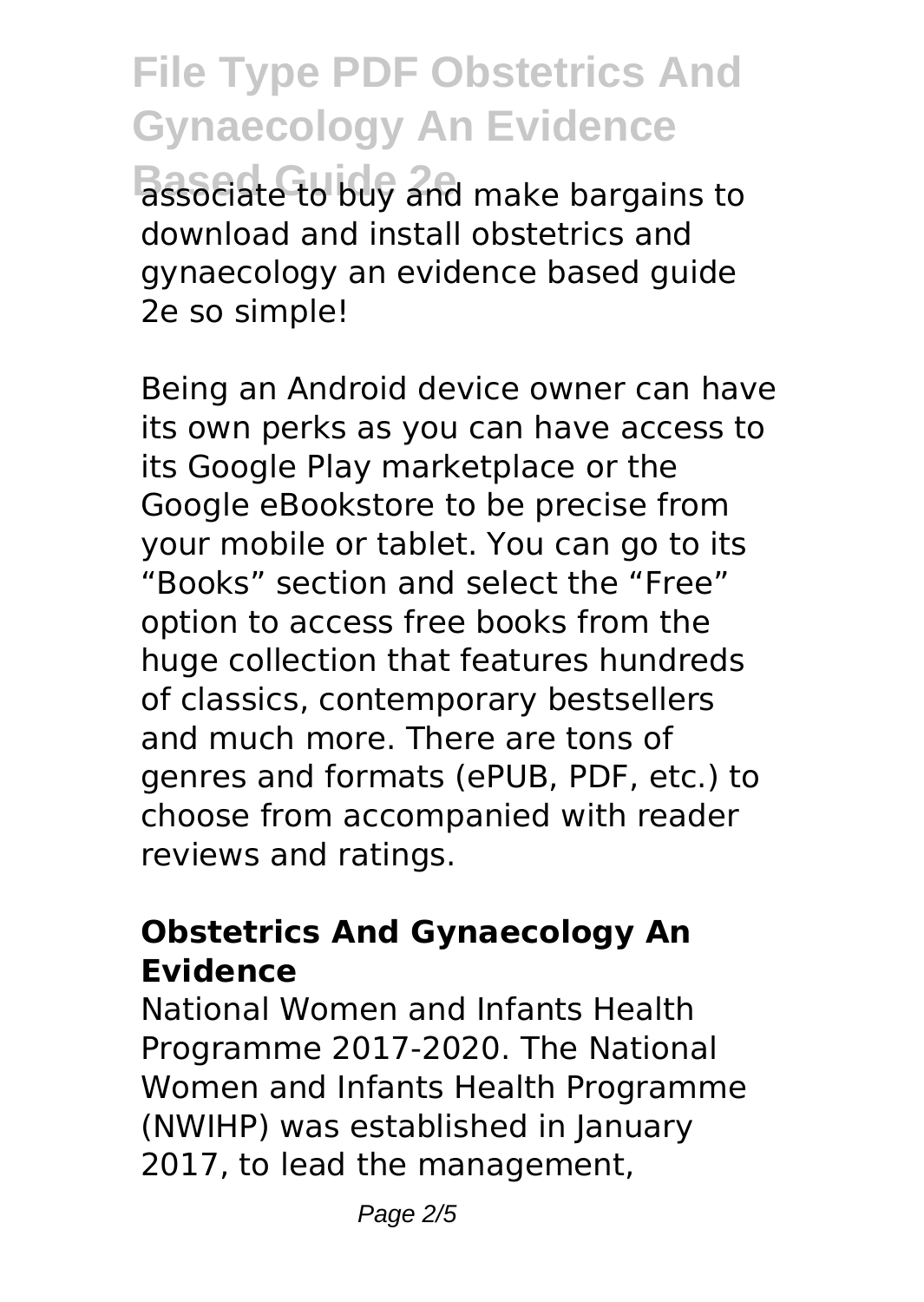associate to buy and make bargains to download and install obstetrics and gynaecology an evidence based guide 2e so simple!

Being an Android device owner can have its own perks as you can have access to its Google Play marketplace or the Google eBookstore to be precise from your mobile or tablet. You can go to its "Books" section and select the "Free" option to access free books from the huge collection that features hundreds of classics, contemporary bestsellers and much more. There are tons of genres and formats (ePUB, PDF, etc.) to choose from accompanied with reader reviews and ratings.

### Obstetrics And Gynaecology An Evidence

National Women and Infants Health Programme 2017-2020. The National Women and Infants Health Programme (NWIHP) was established in January 2017, to lead the management,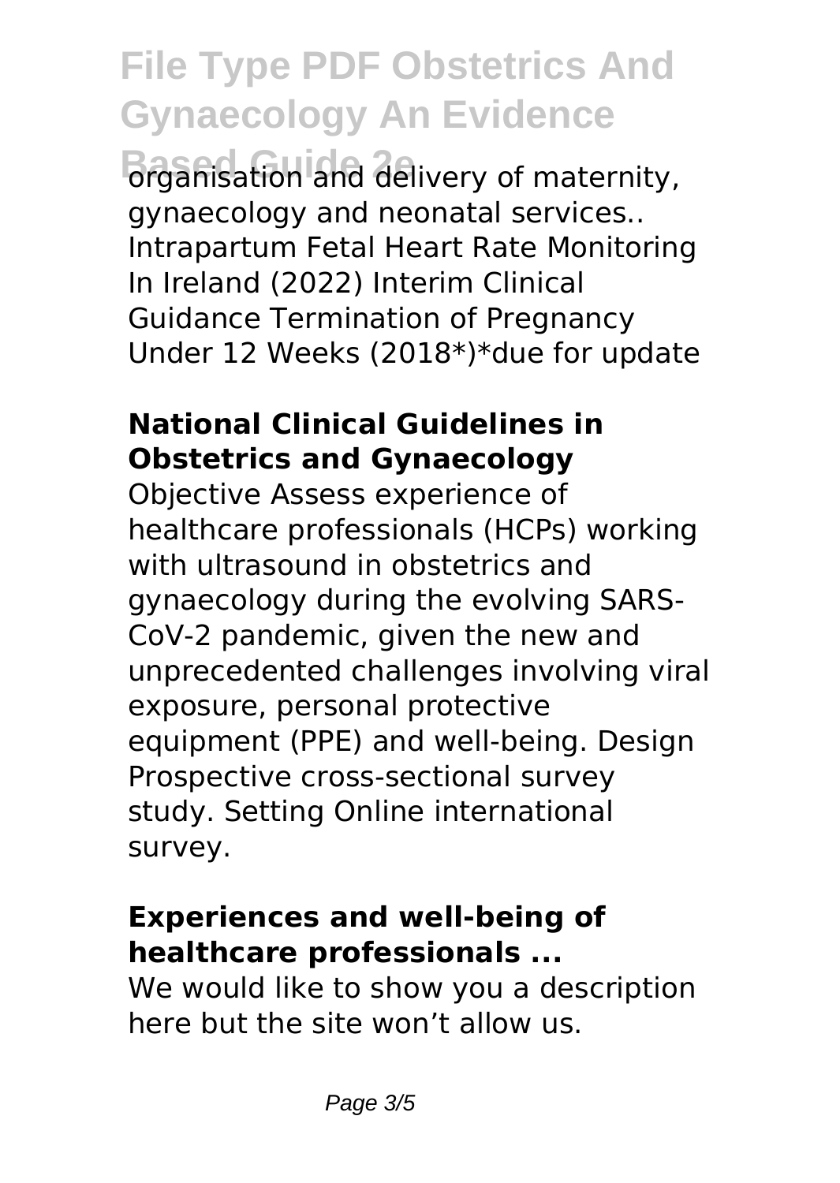organisation and delivery of maternity, gynaecology and neonatal services.. Intrapartum Fetal Heart Rate Monitoring In Ireland (2022) Interim Clinical Guidance Termination of Pregnancy Under 12 Weeks (2018*)*due for update

## National Clinical Guidelines in Obstetrics and Gynaecology

Objective Assess experience of healthcare professionals (HCPs) working with ultrasound in obstetrics and gynaecology during the evolving SARS-CoV-2 pandemic, given the new and unprecedented challenges involving viral exposure, personal protective equipment (PPE) and well-being. Design Prospective cross-sectional survey study. Setting Online international survey.

## Experiences and well-being of healthcare professionals ...

We would like to show you a description here but the site won't allow us.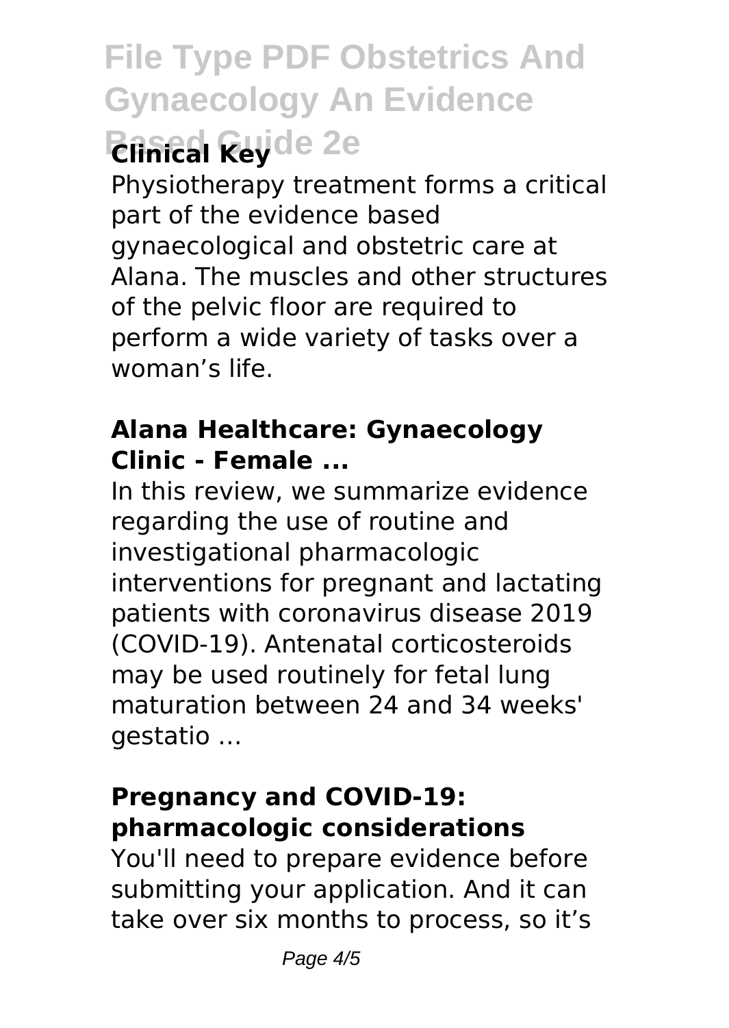Physiotherapy treatment forms a critical part of the evidence based gynaecological and obstetric care at Alana. The muscles and other structures of the pelvic floor are required to perform a wide variety of tasks over a woman's life.

### **Alana Healthcare: Gynaecology Clinic - Female ...**

In this review, we summarize evidence regarding the use of routine and investigational pharmacologic interventions for pregnant and lactating patients with coronavirus disease 2019 (COVID-19). Antenatal corticosteroids may be used routinely for fetal lung maturation between 24 and 34 weeks' gestatio ...

### **Pregnancy and COVID-19: pharmacologic considerations**

You'll need to prepare evidence before submitting your application. And it can take over six months to process, so it's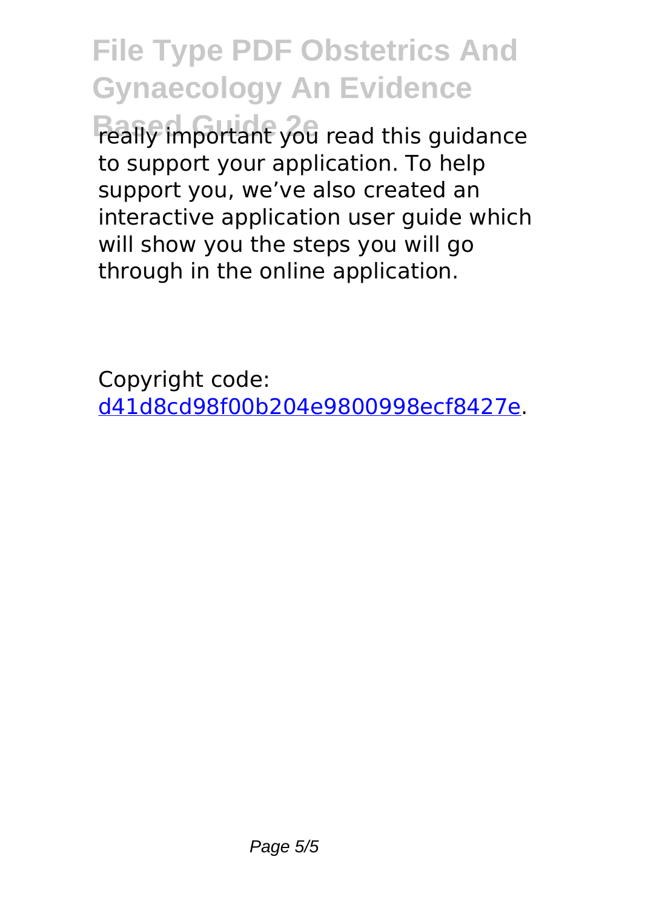really important you read this guidance to support your application. To help support you, we've also created an interactive application user guide which will show you the steps you will go through in the online application.

Copyright code: d41d8cd98f00b204e9800998ecf8427e.